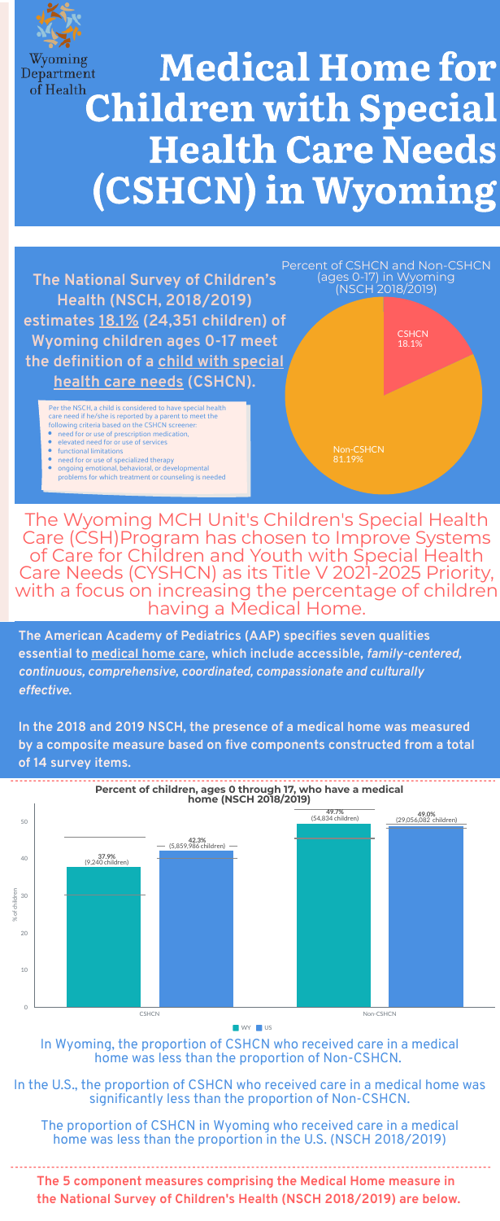Wyoming Department of Health

# Medical Home for Children with Special Health Care Needs (CSHCN) in Wyoming

**The National Survey of Children's Health (NSCH, 2018/2019) estimates 18.1% (24,351 children) of Wyoming children ages 0-17 meet the definition of a child with special health care needs (CSHCN).**

Per the NSCH, a child is considered to have special health care need if he/she is reported by a parent to meet the following criteria based on the CSHCN screener:

- need for or use of prescription medication,
- elevated need for or use of services
- functional limitations
- need for or use of specialized therapy
- ongoing emotional, behavioral, or developmental problems for which treatment or counseling is needed

Percent of CSHCN and Non-CSHCN (ages 0-17) in Wyoming (NSCH 2018/2019)

| Group | Percent |
| --- | --- |
| CSHCN | 18.1% |
| Non-CSHCN | 81.19% |

The Wyoming MCH Unit's Children's Special Health Care (CSH)Program has chosen to Improve Systems of Care for Children and Youth with Special Health Care Needs (CYSHCN) as its Title V 2021-2025 Priority, with a focus on increasing the percentage of children having a Medical Home.

**The American Academy of Pediatrics (AAP) specifies seven qualities essential to medical home care, which include accessible, *family-centered, continuous, comprehensive, coordinated, compassionate and culturally effective.***

**In the 2018 and 2019 NSCH, the presence of a medical home was measured by a composite measure based on five components constructed from a total of 14 survey items.**

**Percent of children, ages 0 through 17, who have a medical home (NSCH 2018/2019)**

| | WY | US |
| --- | --- | --- |
| CSHCN | 37.9% (9,240 children) | 42.3% (5,859,986 children) |
| Non-CSHCN | 49.7% (54,834 children) | 49.0% (29,056,082 children) |

In Wyoming, the proportion of CSHCN who received care in a medical home was less than the proportion of Non-CSHCN.

In the U.S., the proportion of CSHCN who received care in a medical home was significantly less than the proportion of Non-CSHCN.

The proportion of CSHCN in Wyoming who received care in a medical home was less than the proportion in the U.S. (NSCH 2018/2019)

**The 5 component measures comprising the Medical Home measure in the National Survey of Children's Health (NSCH 2018/2019) are below.**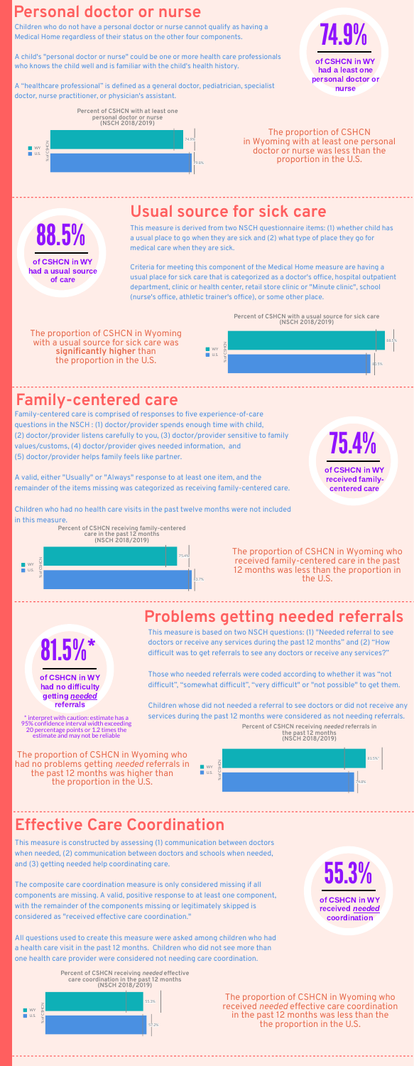## Personal doctor or nurse

Children who do not have a personal doctor or nurse cannot qualify as having a Medical Home regardless of their status on the other four components.

A child's "personal doctor or nurse" could be one or more health care professionals who knows the child well and is familiar with the child's health history.

A "healthcare professional" is defined as a general doctor, pediatrician, specialist doctor, nurse practitioner, or physician's assistant.

**74.9%**

**of CSHCN in WY had a least one personal doctor or nurse**

Percent of CSHCN with at least one personal doctor or nurse (NSCH 2018/2019)

| | % of CSHCN |
|---|---|
| WY | 74.9% |
| U.S. | 79.6% |

The proportion of CSHCN in Wyoming with at least one personal doctor or nurse was less than the proportion in the U.S.

## Usual source for sick care

**88.5%**

**of CSHCN in WY had a usual source of care**

This measure is derived from two NSCH questionnaire items: (1) whether child has a usual place to go when they are sick and (2) what type of place they go for medical care when they are sick.

Criteria for meeting this component of the Medical Home measure are having a usual place for sick care that is categorized as a doctor's office, hospital outpatient department, clinic or health center, retail store clinic or "Minute clinic", school (nurse's office, athletic trainer's office), or some other place.

The proportion of CSHCN in Wyoming with a usual source for sick care was **significantly higher** than the proportion in the U.S.

Percent of CSHCN with a usual source for sick care (NSCH 2018/2019)

| | % of CSHCN |
|---|---|
| WY | 88.5% |
| U.S. | 81.5% |

## Family-centered care

Family-centered care is comprised of responses to five experience-of-care questions in the NSCH : (1) doctor/provider spends enough time with child, (2) doctor/provider listens carefully to you, (3) doctor/provider sensitive to family values/customs, (4) doctor/provider gives needed information, and (5) doctor/provider helps family feels like partner.

A valid, either "Usually" or "Always" response to at least one item, and the remainder of the items missing was categorized as receiving family-centered care.

Children who had no health care visits in the past twelve months were not included in this measure.

**75.4%**

**of CSHCN in WY received family-centered care**

Percent of CSHCN receiving family-centered care in the past 12 months (NSCH 2018/2019)

| | % of CSHCN |
|---|---|
| WY | 75.4% |
| U.S. | 82.7% |

The proportion of CSHCN in Wyoming who received family-centered care in the past 12 months was less than the proportion in the U.S.

## Problems getting needed referrals

**81.5%***

**of CSHCN in WY had no difficulty getting *needed* referrals**

* interpret with caution: estimate has a 95% confidence interval width exceeding 20 percentage points or 1.2 times the estimate and may not be reliable

This measure is based on two NSCH questions: (1) "Needed referral to see doctors or receive any services during the past 12 months" and (2) "How difficult was to get referrals to see any doctors or receive any services?"

Those who needed referrals were coded according to whether it was "not difficult", "somewhat difficult", "very difficult" or "not possible" to get them.

Children whose did not needed a referral to see doctors or did not receive any services during the past 12 months were considered as not needing referrals.

The proportion of CSHCN in Wyoming who had no problems getting *needed* referrals in the past 12 months was higher than the proportion in the U.S.

Percent of CSHCN receiving *needed* referrals in the past 12 months (NSCH 2018/2019)

| | % of CSHCN |
|---|---|
| WY | 81.5%* |
| U.S. | 74.8% |

## Effective Care Coordination

This measure is constructed by assessing (1) communication between doctors when needed, (2) communication between doctors and schools when needed, and (3) getting needed help coordinating care.

The composite care coordination measure is only considered missing if all components are missing. A valid, positive response to at least one component, with the remainder of the components missing or legitimately skipped is considered as "received effective care coordination."

All questions used to create this measure were asked among children who had a health care visit in the past 12 months. Children who did not see more than one health care provider were considered not needing care coordination.

**55.3%**

**of CSHCN in WY received *needed* coordination**

Percent of CSHCN receiving *needed* effective care coordination in the past 12 months (NSCH 2018/2019)

| | % of CSHCN |
|---|---|
| WY | 55.3% |
| U.S. | 57.2% |

The proportion of CSHCN in Wyoming who received *needed* effective care coordination in the past 12 months was less than the proportion in the U.S.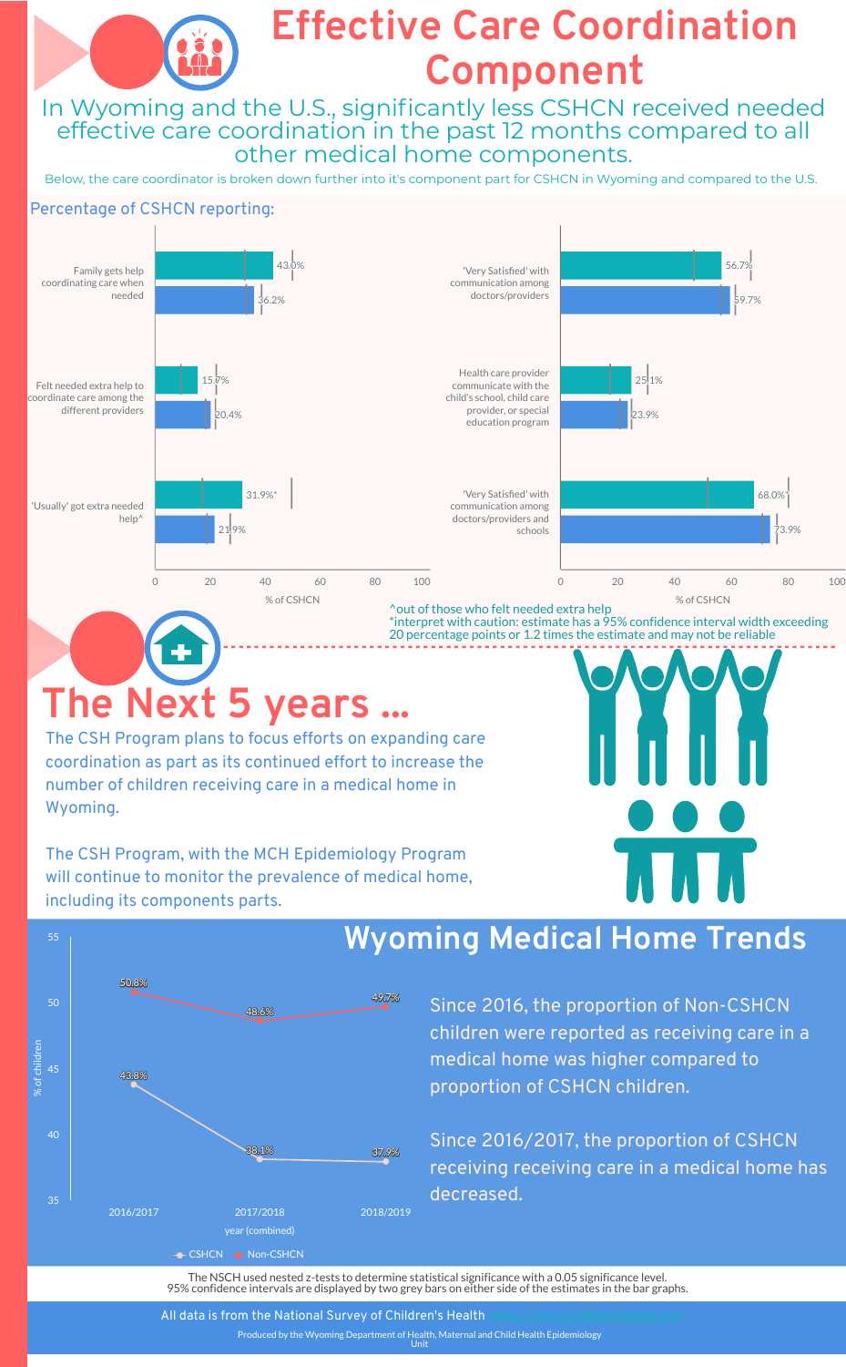# Effective Care Coordination Component

## In Wyoming and the U.S., significantly less CSHCN received needed effective care coordination in the past 12 months compared to all other medical home components.

Below, the care coordinator is broken down further into it's component part for CSHCN in Wyoming and compared to the U.S.

### Percentage of CSHCN reporting:

Family gets help coordinating care when needed
43.0%
36.2%

Felt needed extra help to coordinate care among the different providers
15.7%
20.4%

'Usually' got extra needed help^
31.9%*
21.9%

0 20 40 60 80 100
% of CSHCN

'Very Satisfied' with communication among doctors/providers
56.7%
59.7%

Health care provider communicate with the child's school, child care provider, or special education program
25.1%
23.9%

'Very Satisfied' with communication among doctors/providers and schools
68.0%
73.9%

0 20 40 60 80 100
% of CSHCN

^out of those who felt needed extra help
*interpret with caution: estimate has a 95% confidence interval width exceeding 20 percentage points or 1.2 times the estimate and may not be reliable

# The Next 5 years ...

The CSH Program plans to focus efforts on expanding care coordination as part as its continued effort to increase the number of children receiving care in a medical home in Wyoming.

The CSH Program, with the MCH Epidemiology Program will continue to monitor the prevalence of medical home, including its components parts.

## Wyoming Medical Home Trends

55
50
45
40
35
% of children

50.8%
48.6%
49.7%
43.8%
38.1%
37.9%

2016/2017 2017/2018 2018/2019
year (combined)

CSHCN Non-CSHCN

Since 2016, the proportion of Non-CSHCN children were reported as receiving care in a medical home was higher compared to proportion of CSHCN children.

Since 2016/2017, the proportion of CSHCN receiving receiving care in a medical home has decreased.

The NSCH used nested z-tests to determine statistical significance with a 0.05 significance level.
95% confidence intervals are displayed by two grey bars on either side of the estimates in the bar graphs.

All data is from the National Survey of Children's Health https://www.childhealthdata.org/

Produced by the Wyoming Department of Health, Maternal and Child Health Epidemiology Unit